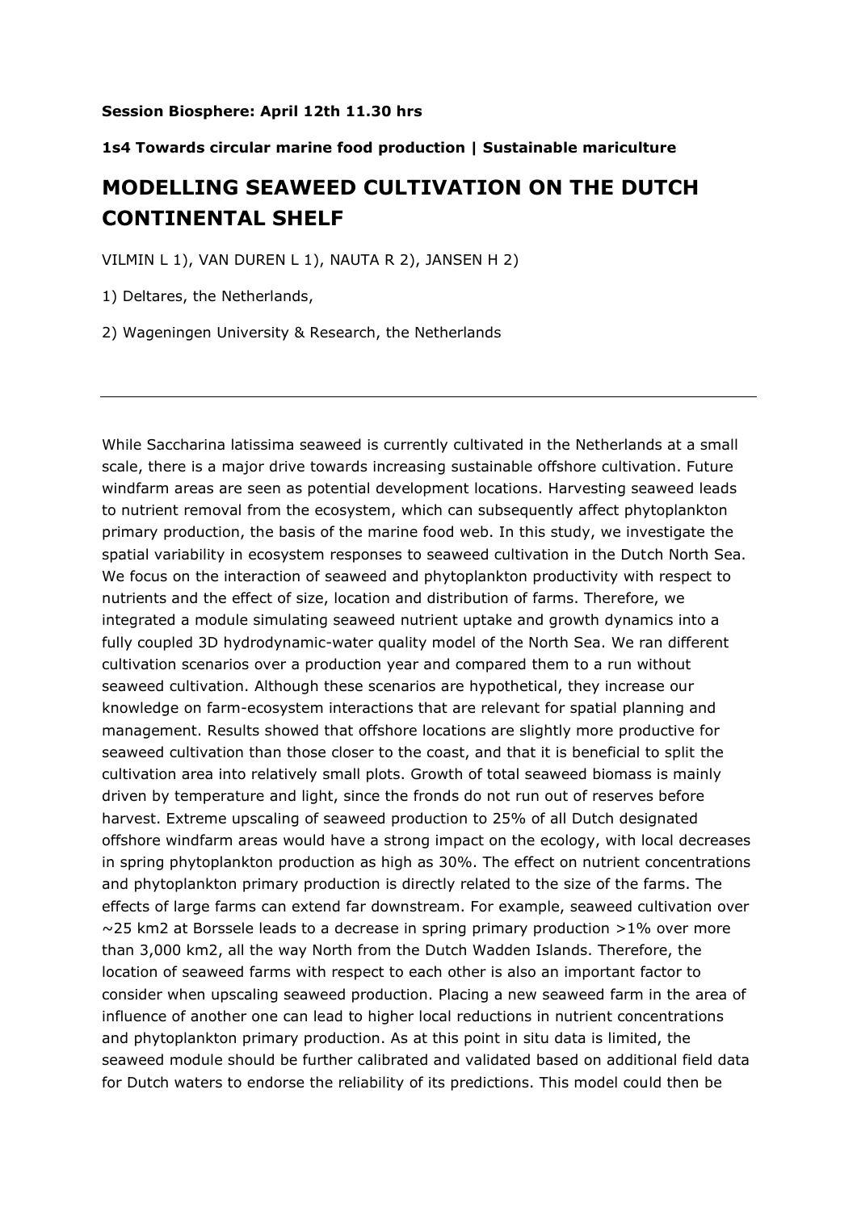**Session Biosphere: April 12th 11.30 hrs**

**1s4 Towards circular marine food production | Sustainable mariculture**

# MODELLING SEAWEED CULTIVATION ON THE DUTCH CONTINENTAL SHELF

VILMIN L 1), VAN DUREN L 1), NAUTA R 2), JANSEN H 2)

1) Deltares, the Netherlands,

2) Wageningen University & Research, the Netherlands

---

While Saccharina latissima seaweed is currently cultivated in the Netherlands at a small scale, there is a major drive towards increasing sustainable offshore cultivation. Future windfarm areas are seen as potential development locations. Harvesting seaweed leads to nutrient removal from the ecosystem, which can subsequently affect phytoplankton primary production, the basis of the marine food web. In this study, we investigate the spatial variability in ecosystem responses to seaweed cultivation in the Dutch North Sea. We focus on the interaction of seaweed and phytoplankton productivity with respect to nutrients and the effect of size, location and distribution of farms. Therefore, we integrated a module simulating seaweed nutrient uptake and growth dynamics into a fully coupled 3D hydrodynamic-water quality model of the North Sea. We ran different cultivation scenarios over a production year and compared them to a run without seaweed cultivation. Although these scenarios are hypothetical, they increase our knowledge on farm-ecosystem interactions that are relevant for spatial planning and management. Results showed that offshore locations are slightly more productive for seaweed cultivation than those closer to the coast, and that it is beneficial to split the cultivation area into relatively small plots. Growth of total seaweed biomass is mainly driven by temperature and light, since the fronds do not run out of reserves before harvest. Extreme upscaling of seaweed production to 25% of all Dutch designated offshore windfarm areas would have a strong impact on the ecology, with local decreases in spring phytoplankton production as high as 30%. The effect on nutrient concentrations and phytoplankton primary production is directly related to the size of the farms. The effects of large farms can extend far downstream. For example, seaweed cultivation over ~25 km2 at Borssele leads to a decrease in spring primary production >1% over more than 3,000 km2, all the way North from the Dutch Wadden Islands. Therefore, the location of seaweed farms with respect to each other is also an important factor to consider when upscaling seaweed production. Placing a new seaweed farm in the area of influence of another one can lead to higher local reductions in nutrient concentrations and phytoplankton primary production. As at this point in situ data is limited, the seaweed module should be further calibrated and validated based on additional field data for Dutch waters to endorse the reliability of its predictions. This model could then be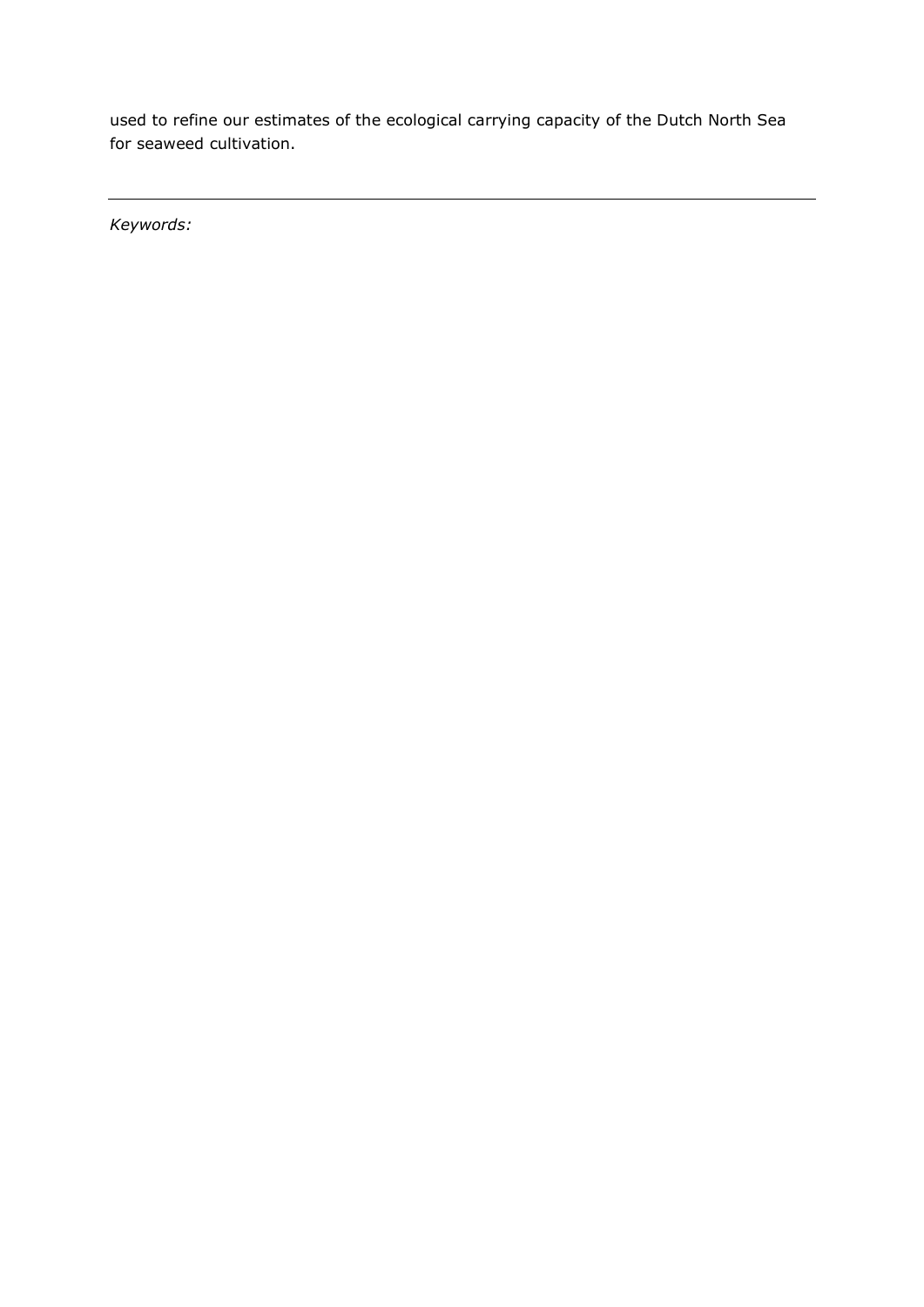used to refine our estimates of the ecological carrying capacity of the Dutch North Sea for seaweed cultivation.

---

*Keywords:*